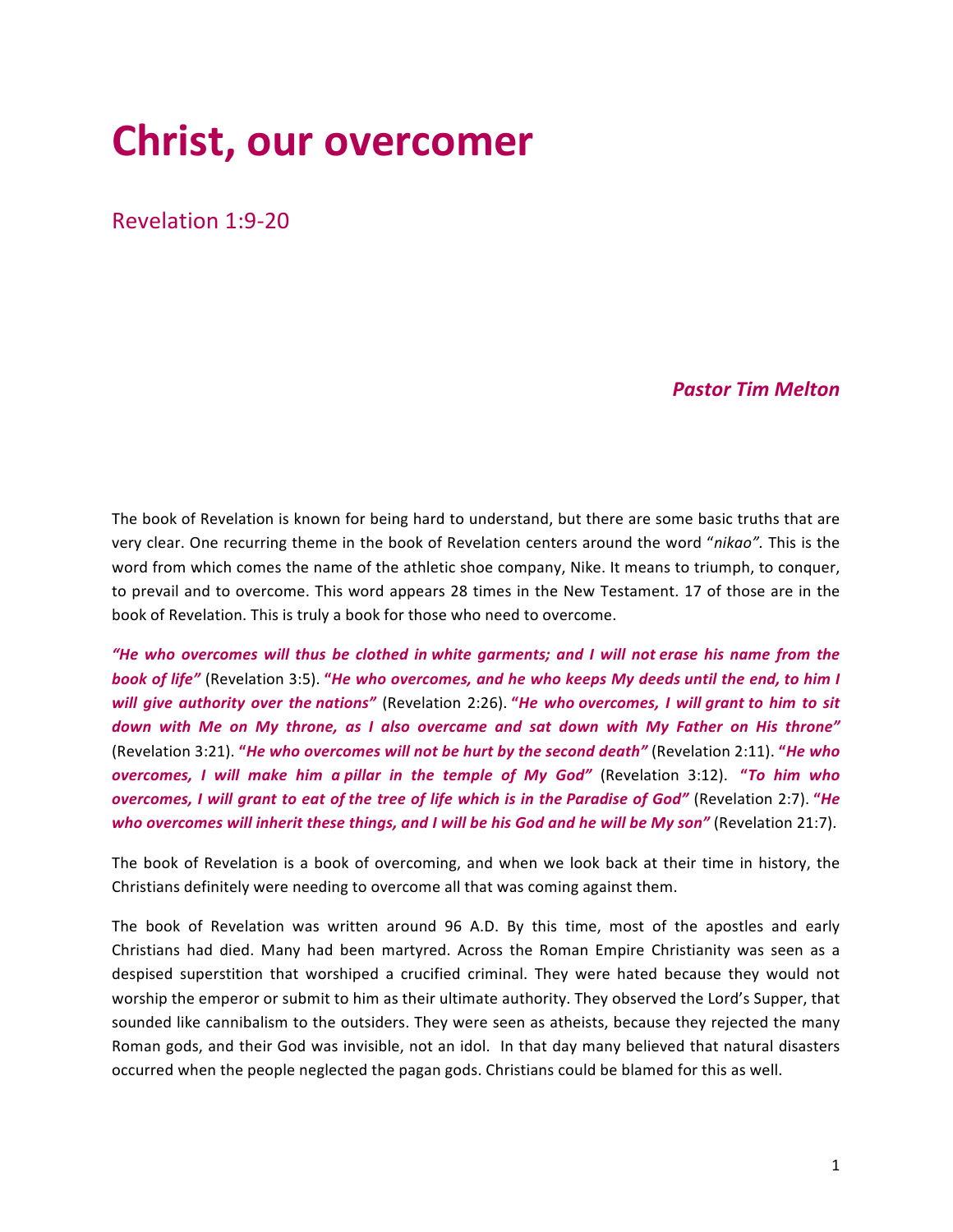# Christ, our overcomer

## Revelation 1:9-20

***Pastor Tim Melton***

The book of Revelation is known for being hard to understand, but there are some basic truths that are very clear. One recurring theme in the book of Revelation centers around the word "*nikao".* This is the word from which comes the name of the athletic shoe company, Nike. It means to triumph, to conquer, to prevail and to overcome. This word appears 28 times in the New Testament. 17 of those are in the book of Revelation. This is truly a book for those who need to overcome.

***"He who overcomes will thus be clothed in white garments; and I will not erase his name from the book of life"*** (Revelation 3:5). **"*He who overcomes, and he who keeps My deeds until the end, to him I will give authority over the nations"*** (Revelation 2:26). **"*He who overcomes, I will grant to him to sit down with Me on My throne, as I also overcame and sat down with My Father on His throne"*** (Revelation 3:21). **"*He who overcomes will not be hurt by the second death"*** (Revelation 2:11). **"*He who overcomes, I will make him a pillar in the temple of My God"*** (Revelation 3:12). **"*To him who overcomes, I will grant to eat of the tree of life which is in the Paradise of God"*** (Revelation 2:7). **"*He who overcomes will inherit these things, and I will be his God and he will be My son"*** (Revelation 21:7).

The book of Revelation is a book of overcoming, and when we look back at their time in history, the Christians definitely were needing to overcome all that was coming against them.

The book of Revelation was written around 96 A.D. By this time, most of the apostles and early Christians had died. Many had been martyred. Across the Roman Empire Christianity was seen as a despised superstition that worshiped a crucified criminal. They were hated because they would not worship the emperor or submit to him as their ultimate authority. They observed the Lord's Supper, that sounded like cannibalism to the outsiders. They were seen as atheists, because they rejected the many Roman gods, and their God was invisible, not an idol. In that day many believed that natural disasters occurred when the people neglected the pagan gods. Christians could be blamed for this as well.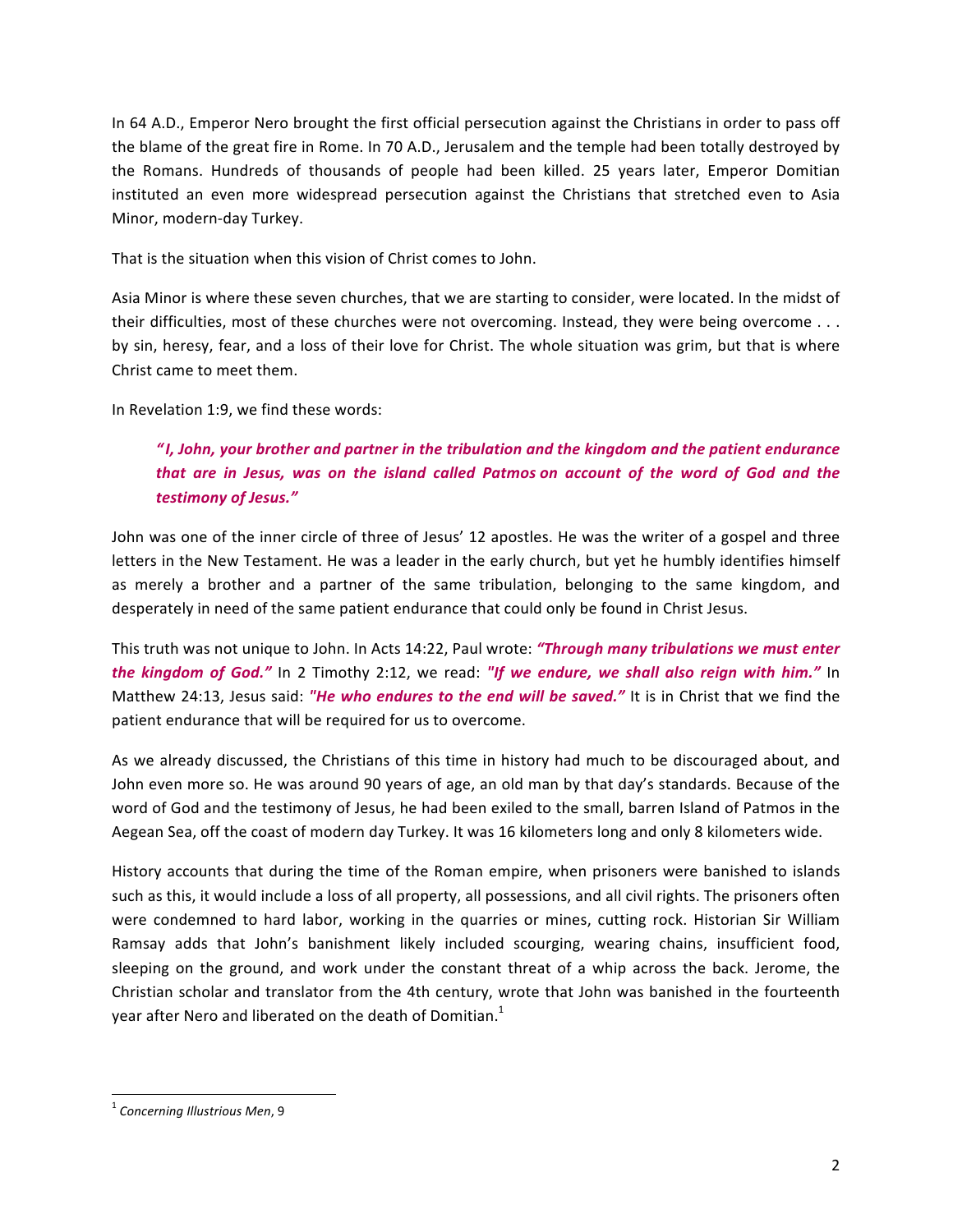In 64 A.D., Emperor Nero brought the first official persecution against the Christians in order to pass off the blame of the great fire in Rome. In 70 A.D., Jerusalem and the temple had been totally destroyed by the Romans. Hundreds of thousands of people had been killed. 25 years later, Emperor Domitian instituted an even more widespread persecution against the Christians that stretched even to Asia Minor, modern-day Turkey.

That is the situation when this vision of Christ comes to John.

Asia Minor is where these seven churches, that we are starting to consider, were located. In the midst of their difficulties, most of these churches were not overcoming. Instead, they were being overcome . . . by sin, heresy, fear, and a loss of their love for Christ. The whole situation was grim, but that is where Christ came to meet them.

In Revelation 1:9, we find these words:

> ***"I, John, your brother and partner in the tribulation and the kingdom and the patient endurance that are in Jesus, was on the island called Patmos on account of the word of God and the testimony of Jesus."***

John was one of the inner circle of three of Jesus' 12 apostles. He was the writer of a gospel and three letters in the New Testament. He was a leader in the early church, but yet he humbly identifies himself as merely a brother and a partner of the same tribulation, belonging to the same kingdom, and desperately in need of the same patient endurance that could only be found in Christ Jesus.

This truth was not unique to John. In Acts 14:22, Paul wrote: ***"Through many tribulations we must enter the kingdom of God."*** In 2 Timothy 2:12, we read: ***"If we endure, we shall also reign with him."*** In Matthew 24:13, Jesus said: ***"He who endures to the end will be saved."*** It is in Christ that we find the patient endurance that will be required for us to overcome.

As we already discussed, the Christians of this time in history had much to be discouraged about, and John even more so. He was around 90 years of age, an old man by that day's standards. Because of the word of God and the testimony of Jesus, he had been exiled to the small, barren Island of Patmos in the Aegean Sea, off the coast of modern day Turkey. It was 16 kilometers long and only 8 kilometers wide.

History accounts that during the time of the Roman empire, when prisoners were banished to islands such as this, it would include a loss of all property, all possessions, and all civil rights. The prisoners often were condemned to hard labor, working in the quarries or mines, cutting rock. Historian Sir William Ramsay adds that John's banishment likely included scourging, wearing chains, insufficient food, sleeping on the ground, and work under the constant threat of a whip across the back. Jerome, the Christian scholar and translator from the 4th century, wrote that John was banished in the fourteenth year after Nero and liberated on the death of Domitian.[1]

---

[1] *Concerning Illustrious Men*, 9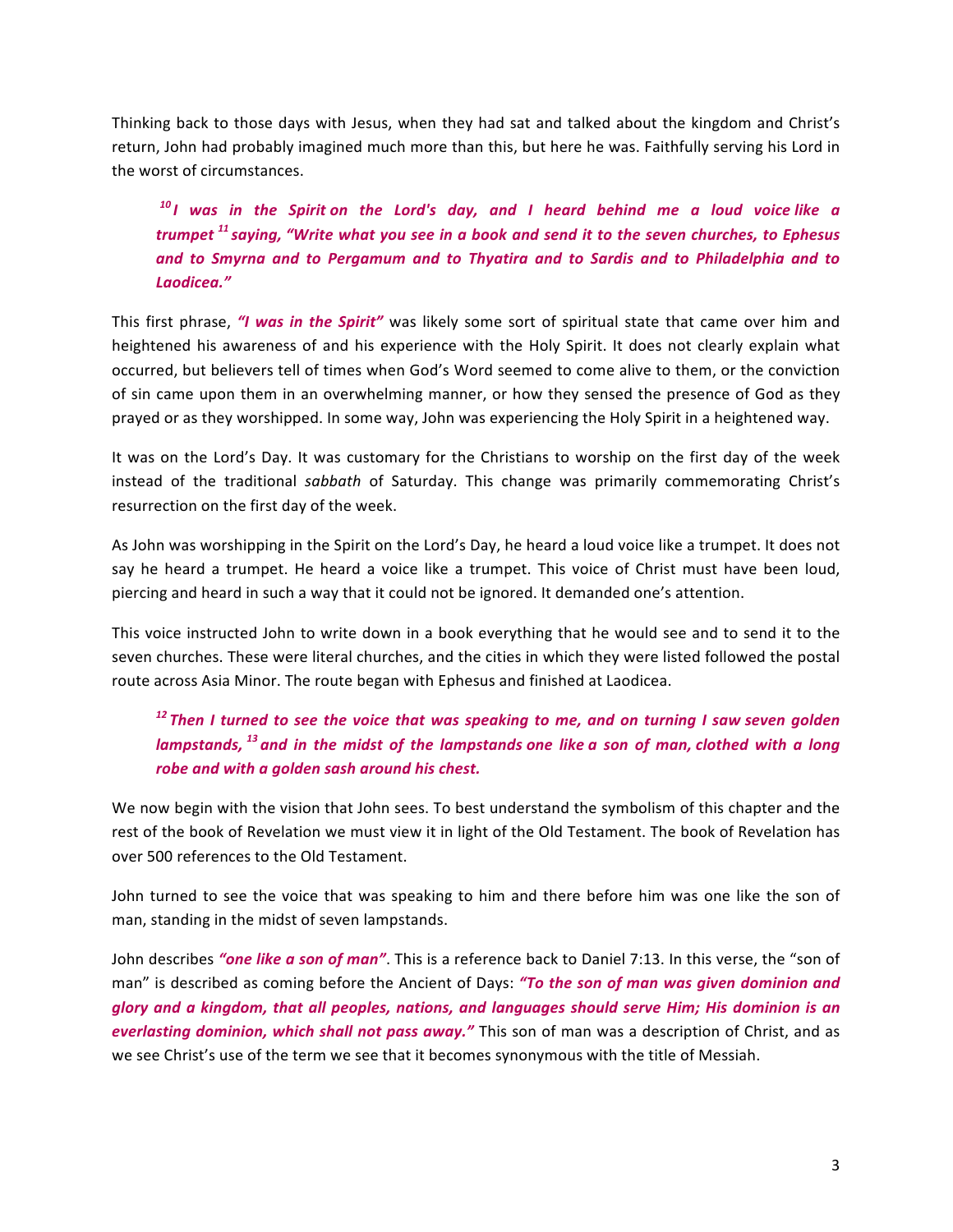Thinking back to those days with Jesus, when they had sat and talked about the kingdom and Christ's return, John had probably imagined much more than this, but here he was. Faithfully serving his Lord in the worst of circumstances.

> ***[10] I was in the Spirit on the Lord's day, and I heard behind me a loud voice like a trumpet [11] saying, "Write what you see in a book and send it to the seven churches, to Ephesus and to Smyrna and to Pergamum and to Thyatira and to Sardis and to Philadelphia and to Laodicea."***

This first phrase, ***"I was in the Spirit"*** was likely some sort of spiritual state that came over him and heightened his awareness of and his experience with the Holy Spirit. It does not clearly explain what occurred, but believers tell of times when God's Word seemed to come alive to them, or the conviction of sin came upon them in an overwhelming manner, or how they sensed the presence of God as they prayed or as they worshipped. In some way, John was experiencing the Holy Spirit in a heightened way.

It was on the Lord's Day. It was customary for the Christians to worship on the first day of the week instead of the traditional *sabbath* of Saturday. This change was primarily commemorating Christ's resurrection on the first day of the week.

As John was worshipping in the Spirit on the Lord's Day, he heard a loud voice like a trumpet. It does not say he heard a trumpet. He heard a voice like a trumpet. This voice of Christ must have been loud, piercing and heard in such a way that it could not be ignored. It demanded one's attention.

This voice instructed John to write down in a book everything that he would see and to send it to the seven churches. These were literal churches, and the cities in which they were listed followed the postal route across Asia Minor. The route began with Ephesus and finished at Laodicea.

> ***[12] Then I turned to see the voice that was speaking to me, and on turning I saw seven golden lampstands, [13] and in the midst of the lampstands one like a son of man, clothed with a long robe and with a golden sash around his chest.***

We now begin with the vision that John sees. To best understand the symbolism of this chapter and the rest of the book of Revelation we must view it in light of the Old Testament. The book of Revelation has over 500 references to the Old Testament.

John turned to see the voice that was speaking to him and there before him was one like the son of man, standing in the midst of seven lampstands.

John describes ***"one like a son of man"***. This is a reference back to Daniel 7:13. In this verse, the "son of man" is described as coming before the Ancient of Days: ***"To the son of man was given dominion and glory and a kingdom, that all peoples, nations, and languages should serve Him; His dominion is an everlasting dominion, which shall not pass away."*** This son of man was a description of Christ, and as we see Christ's use of the term we see that it becomes synonymous with the title of Messiah.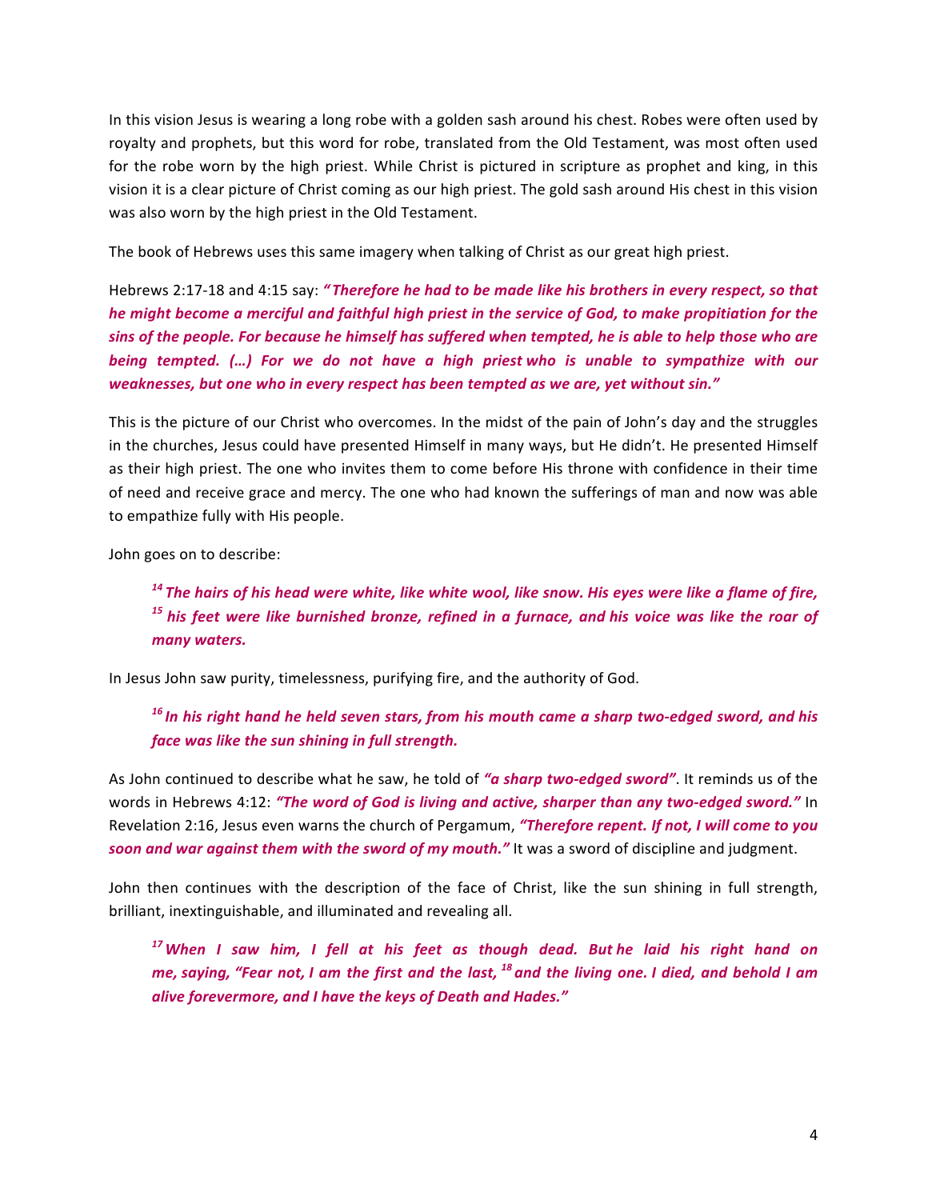In this vision Jesus is wearing a long robe with a golden sash around his chest. Robes were often used by royalty and prophets, but this word for robe, translated from the Old Testament, was most often used for the robe worn by the high priest. While Christ is pictured in scripture as prophet and king, in this vision it is a clear picture of Christ coming as our high priest. The gold sash around His chest in this vision was also worn by the high priest in the Old Testament.

The book of Hebrews uses this same imagery when talking of Christ as our great high priest.

Hebrews 2:17-18 and 4:15 say: ***"Therefore he had to be made like his brothers in every respect, so that he might become a merciful and faithful high priest in the service of God, to make propitiation for the sins of the people. For because he himself has suffered when tempted, he is able to help those who are being tempted. (…) For we do not have a high priest who is unable to sympathize with our weaknesses, but one who in every respect has been tempted as we are, yet without sin."***

This is the picture of our Christ who overcomes. In the midst of the pain of John's day and the struggles in the churches, Jesus could have presented Himself in many ways, but He didn't. He presented Himself as their high priest. The one who invites them to come before His throne with confidence in their time of need and receive grace and mercy. The one who had known the sufferings of man and now was able to empathize fully with His people.

John goes on to describe:

> ***[14] The hairs of his head were white, like white wool, like snow. His eyes were like a flame of fire, [15] his feet were like burnished bronze, refined in a furnace, and his voice was like the roar of many waters.***

In Jesus John saw purity, timelessness, purifying fire, and the authority of God.

> ***[16] In his right hand he held seven stars, from his mouth came a sharp two-edged sword, and his face was like the sun shining in full strength.***

As John continued to describe what he saw, he told of ***"a sharp two-edged sword"***. It reminds us of the words in Hebrews 4:12: ***"The word of God is living and active, sharper than any two-edged sword."*** In Revelation 2:16, Jesus even warns the church of Pergamum, ***"Therefore repent. If not, I will come to you soon and war against them with the sword of my mouth."*** It was a sword of discipline and judgment.

John then continues with the description of the face of Christ, like the sun shining in full strength, brilliant, inextinguishable, and illuminated and revealing all.

> ***[17] When I saw him, I fell at his feet as though dead. But he laid his right hand on me, saying, "Fear not, I am the first and the last, [18] and the living one. I died, and behold I am alive forevermore, and I have the keys of Death and Hades."***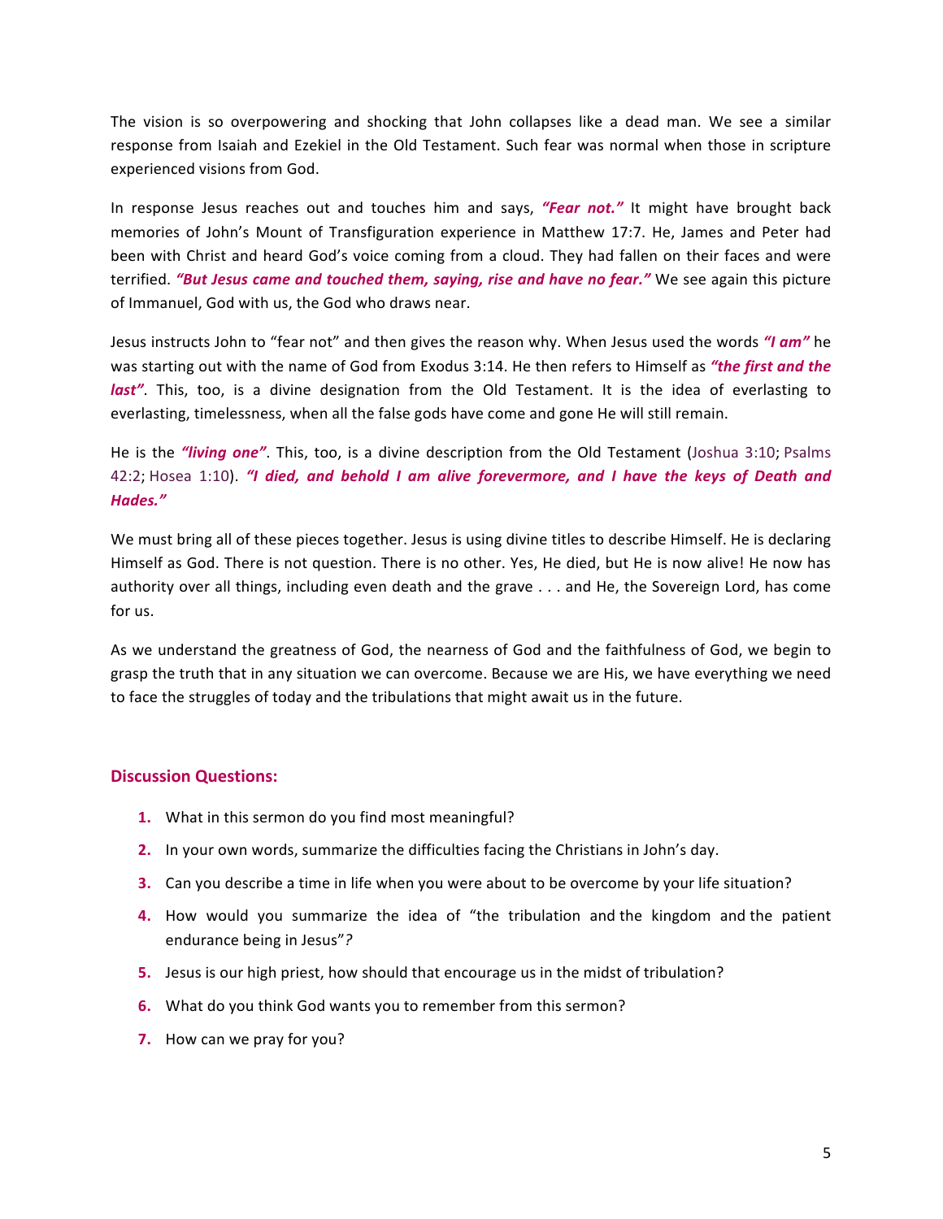The vision is so overpowering and shocking that John collapses like a dead man. We see a similar response from Isaiah and Ezekiel in the Old Testament. Such fear was normal when those in scripture experienced visions from God.

In response Jesus reaches out and touches him and says, ***"Fear not."*** It might have brought back memories of John's Mount of Transfiguration experience in Matthew 17:7. He, James and Peter had been with Christ and heard God's voice coming from a cloud. They had fallen on their faces and were terrified. ***"But Jesus came and touched them, saying, rise and have no fear."*** We see again this picture of Immanuel, God with us, the God who draws near.

Jesus instructs John to "fear not" and then gives the reason why. When Jesus used the words ***"I am"*** he was starting out with the name of God from Exodus 3:14. He then refers to Himself as ***"the first and the last"***. This, too, is a divine designation from the Old Testament. It is the idea of everlasting to everlasting, timelessness, when all the false gods have come and gone He will still remain.

He is the ***"living one"***. This, too, is a divine description from the Old Testament (Joshua 3:10; Psalms 42:2; Hosea 1:10). ***"I died, and behold I am alive forevermore, and I have the keys of Death and Hades."***

We must bring all of these pieces together. Jesus is using divine titles to describe Himself. He is declaring Himself as God. There is not question. There is no other. Yes, He died, but He is now alive! He now has authority over all things, including even death and the grave . . . and He, the Sovereign Lord, has come for us.

As we understand the greatness of God, the nearness of God and the faithfulness of God, we begin to grasp the truth that in any situation we can overcome. Because we are His, we have everything we need to face the struggles of today and the tribulations that might await us in the future.

## Discussion Questions:

1. What in this sermon do you find most meaningful?
2. In your own words, summarize the difficulties facing the Christians in John's day.
3. Can you describe a time in life when you were about to be overcome by your life situation?
4. How would you summarize the idea of "the tribulation and the kingdom and the patient endurance being in Jesus"?
5. Jesus is our high priest, how should that encourage us in the midst of tribulation?
6. What do you think God wants you to remember from this sermon?
7. How can we pray for you?